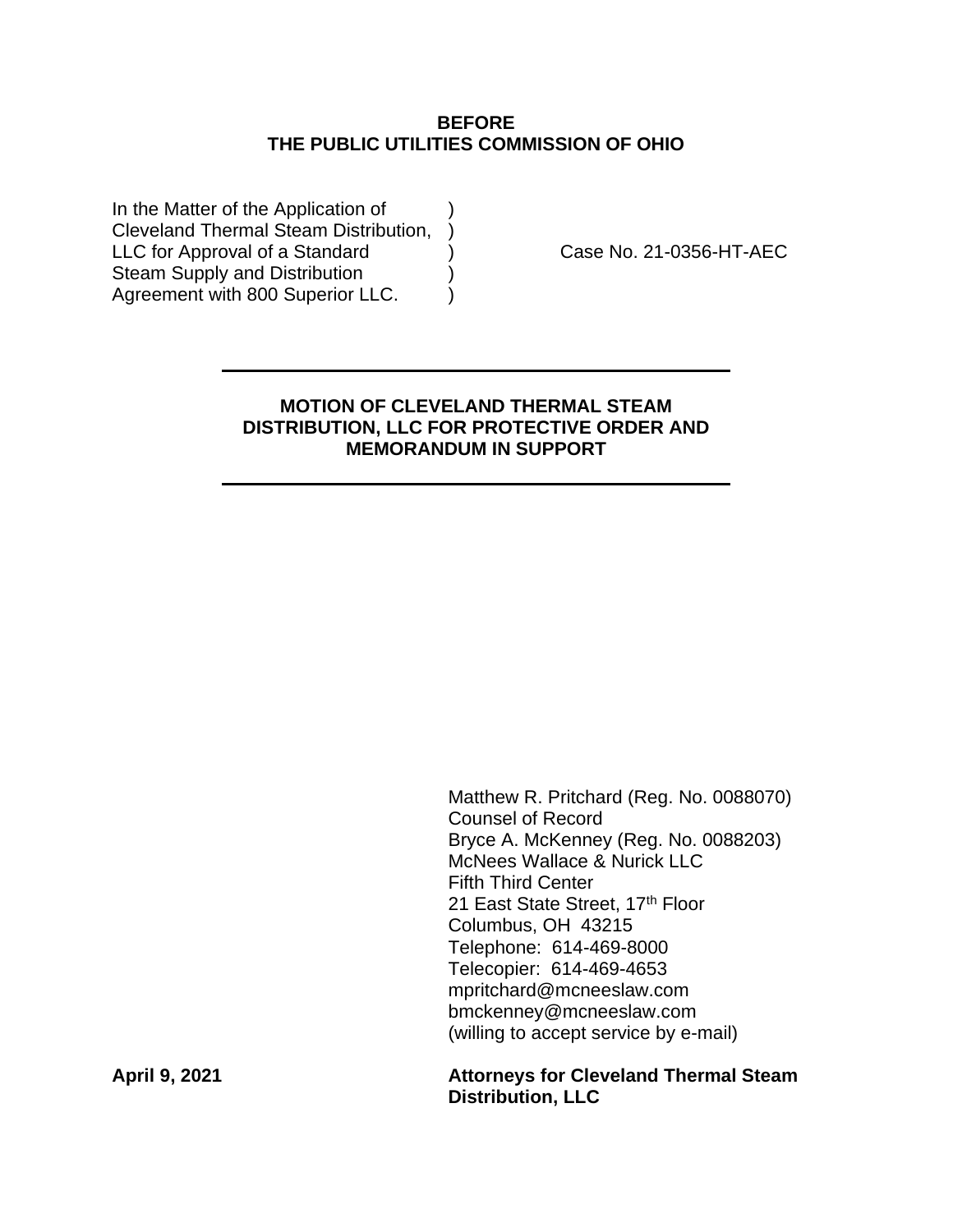**BEFORE**
**THE PUBLIC UTILITIES COMMISSION OF OHIO**

| | | |
|---|---|---|
| In the Matter of the Application of | ) | |
| Cleveland Thermal Steam Distribution, | ) | |
| LLC for Approval of a Standard | ) | Case No. 21-0356-HT-AEC |
| Steam Supply and Distribution | ) | |
| Agreement with 800 Superior LLC. | ) | |

---

**MOTION OF CLEVELAND THERMAL STEAM DISTRIBUTION, LLC FOR PROTECTIVE ORDER AND MEMORANDUM IN SUPPORT**

---

Matthew R. Pritchard (Reg. No. 0088070)
Counsel of Record
Bryce A. McKenney (Reg. No. 0088203)
McNees Wallace & Nurick LLC
Fifth Third Center
21 East State Street, 17th Floor
Columbus, OH 43215
Telephone: 614-469-8000
Telecopier: 614-469-4653
mpritchard@mcneeslaw.com
bmckenney@mcneeslaw.com
(willing to accept service by e-mail)

**April 9, 2021**

**Attorneys for Cleveland Thermal Steam Distribution, LLC**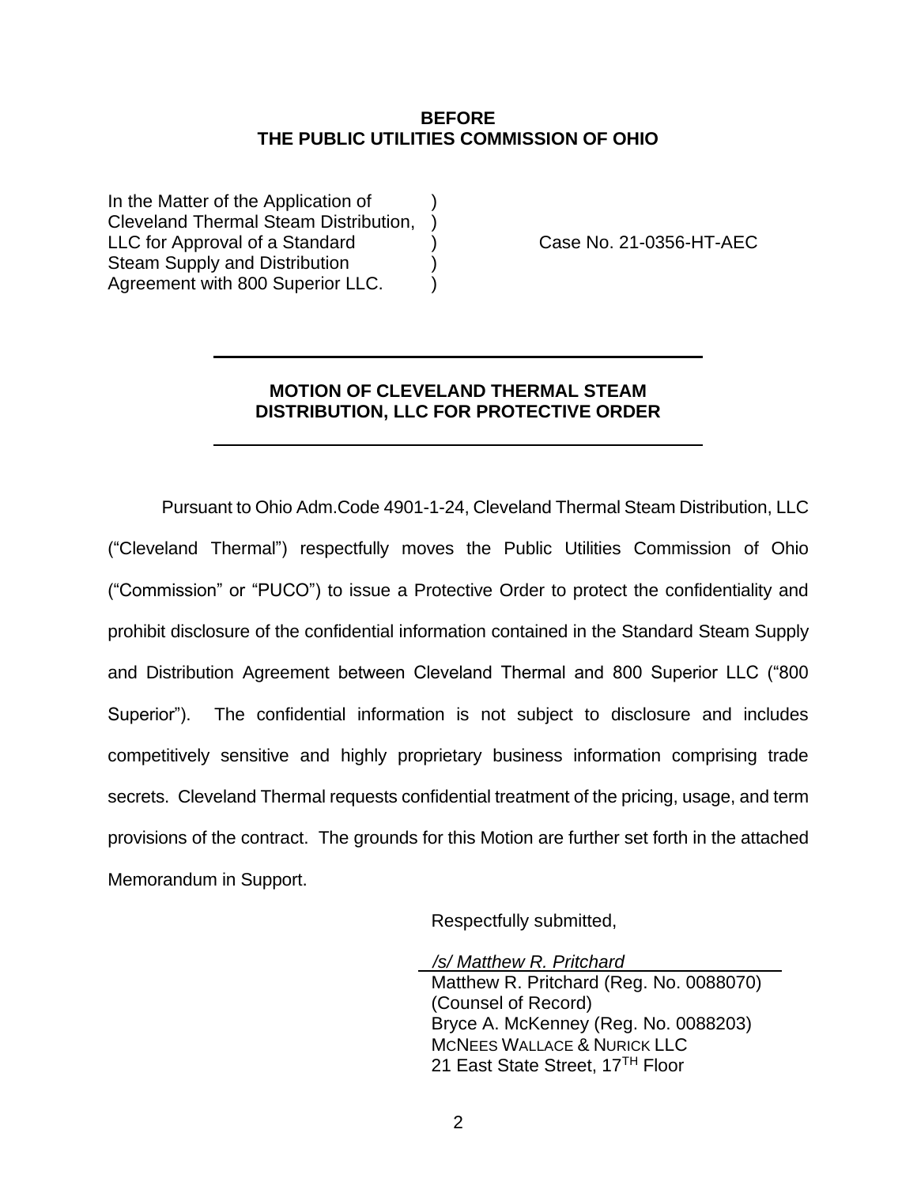**BEFORE**
**THE PUBLIC UTILITIES COMMISSION OF OHIO**

| | | |
|---|---|---|
| In the Matter of the Application of Cleveland Thermal Steam Distribution, LLC for Approval of a Standard Steam Supply and Distribution Agreement with 800 Superior LLC. | ) ) ) ) ) | Case No. 21-0356-HT-AEC |

**MOTION OF CLEVELAND THERMAL STEAM DISTRIBUTION, LLC FOR PROTECTIVE ORDER**

Pursuant to Ohio Adm.Code 4901-1-24, Cleveland Thermal Steam Distribution, LLC ("Cleveland Thermal") respectfully moves the Public Utilities Commission of Ohio ("Commission" or "PUCO") to issue a Protective Order to protect the confidentiality and prohibit disclosure of the confidential information contained in the Standard Steam Supply and Distribution Agreement between Cleveland Thermal and 800 Superior LLC ("800 Superior"). The confidential information is not subject to disclosure and includes competitively sensitive and highly proprietary business information comprising trade secrets. Cleveland Thermal requests confidential treatment of the pricing, usage, and term provisions of the contract. The grounds for this Motion are further set forth in the attached Memorandum in Support.

Respectfully submitted,

*/s/ Matthew R. Pritchard*
Matthew R. Pritchard (Reg. No. 0088070)
(Counsel of Record)
Bryce A. McKenney (Reg. No. 0088203)
MCNEES WALLACE & NURICK LLC
21 East State Street, 17TH Floor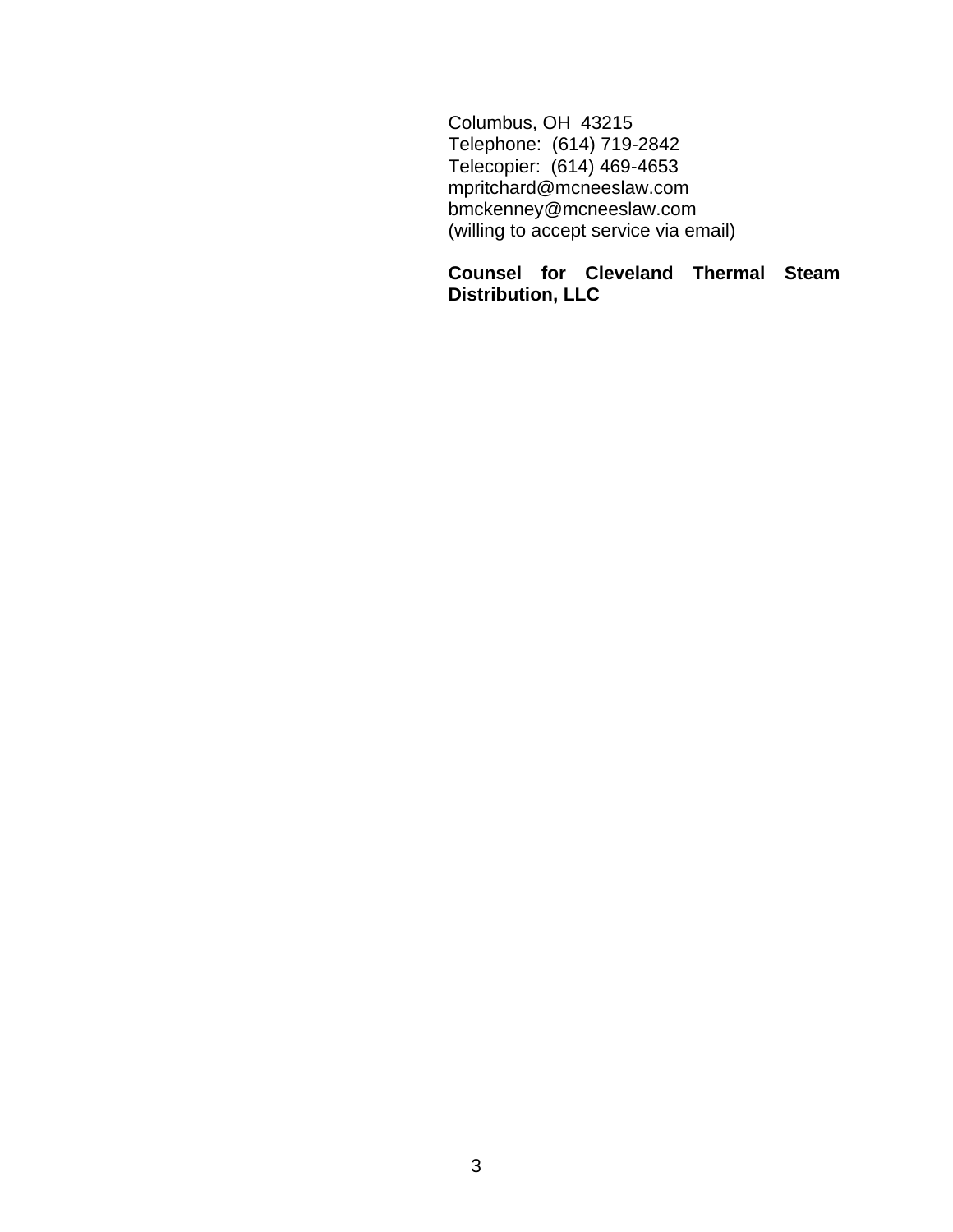Columbus, OH 43215
Telephone: (614) 719-2842
Telecopier: (614) 469-4653
mpritchard@mcneeslaw.com
bmckenney@mcneeslaw.com
(willing to accept service via email)

**Counsel for Cleveland Thermal Steam Distribution, LLC**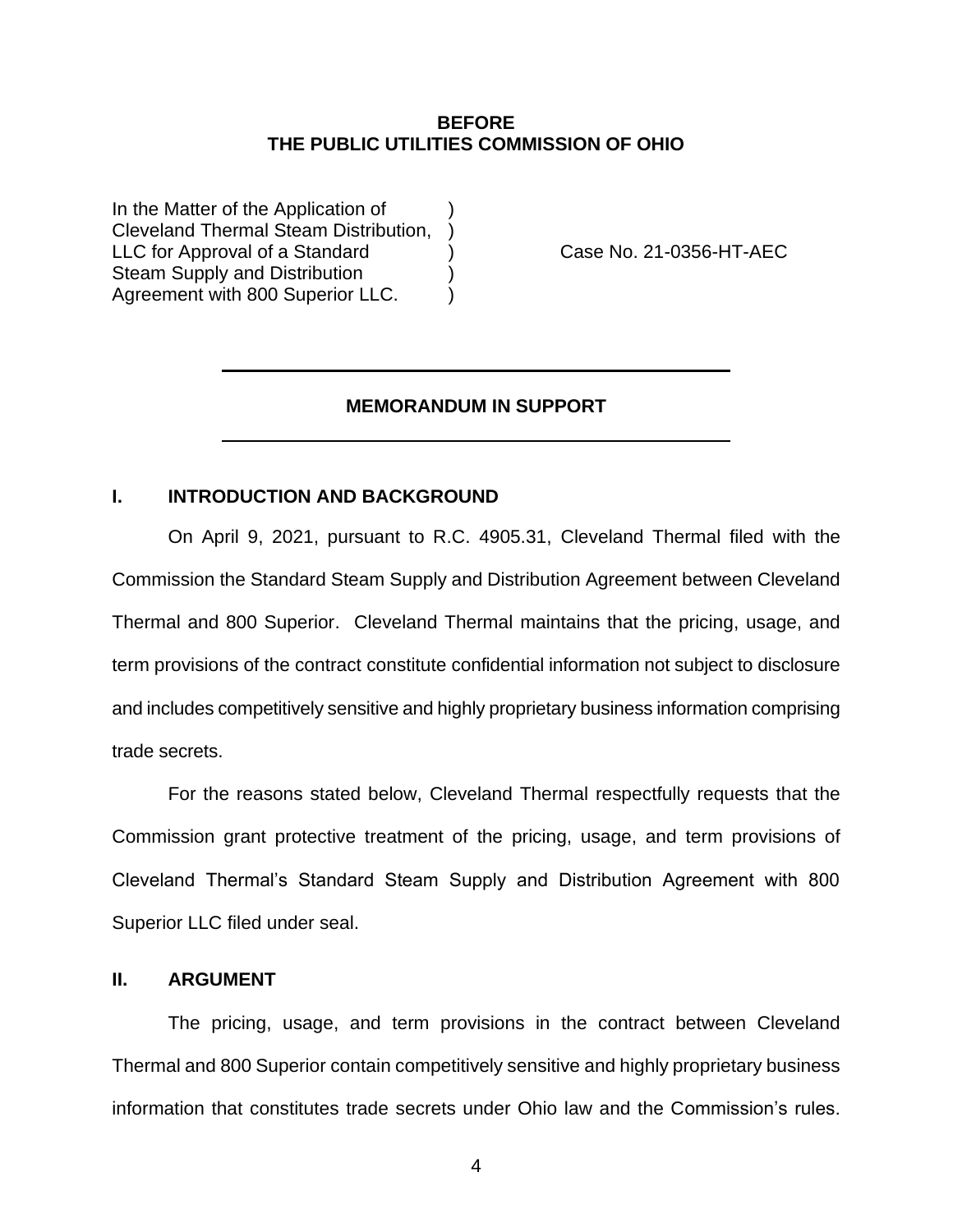**BEFORE**
**THE PUBLIC UTILITIES COMMISSION OF OHIO**

| | | |
|---|---|---|
| In the Matter of the Application of Cleveland Thermal Steam Distribution, LLC for Approval of a Standard Steam Supply and Distribution Agreement with 800 Superior LLC. | ) | Case No. 21-0356-HT-AEC |

---

**MEMORANDUM IN SUPPORT**

---

## I. INTRODUCTION AND BACKGROUND

On April 9, 2021, pursuant to R.C. 4905.31, Cleveland Thermal filed with the Commission the Standard Steam Supply and Distribution Agreement between Cleveland Thermal and 800 Superior. Cleveland Thermal maintains that the pricing, usage, and term provisions of the contract constitute confidential information not subject to disclosure and includes competitively sensitive and highly proprietary business information comprising trade secrets.

For the reasons stated below, Cleveland Thermal respectfully requests that the Commission grant protective treatment of the pricing, usage, and term provisions of Cleveland Thermal's Standard Steam Supply and Distribution Agreement with 800 Superior LLC filed under seal.

## II. ARGUMENT

The pricing, usage, and term provisions in the contract between Cleveland Thermal and 800 Superior contain competitively sensitive and highly proprietary business information that constitutes trade secrets under Ohio law and the Commission's rules.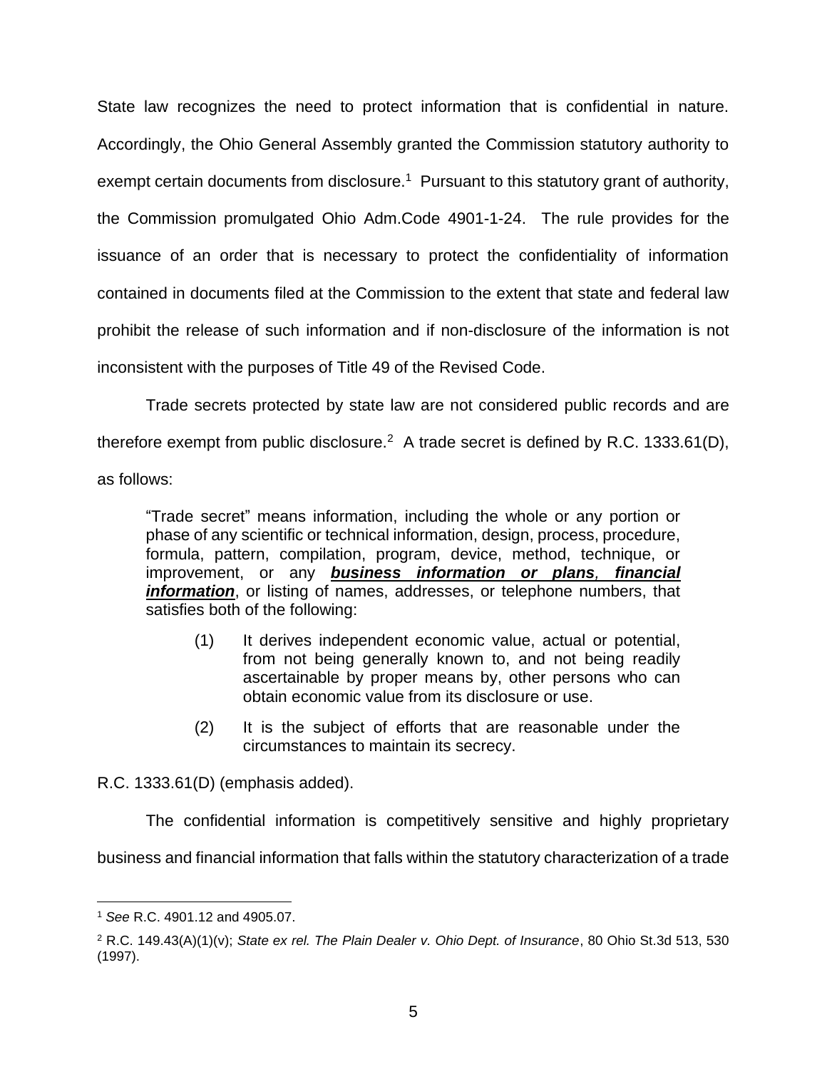State law recognizes the need to protect information that is confidential in nature. Accordingly, the Ohio General Assembly granted the Commission statutory authority to exempt certain documents from disclosure.[1] Pursuant to this statutory grant of authority, the Commission promulgated Ohio Adm.Code 4901-1-24. The rule provides for the issuance of an order that is necessary to protect the confidentiality of information contained in documents filed at the Commission to the extent that state and federal law prohibit the release of such information and if non-disclosure of the information is not inconsistent with the purposes of Title 49 of the Revised Code.

Trade secrets protected by state law are not considered public records and are therefore exempt from public disclosure.[2] A trade secret is defined by R.C. 1333.61(D), as follows:

> "Trade secret" means information, including the whole or any portion or phase of any scientific or technical information, design, process, procedure, formula, pattern, compilation, program, device, method, technique, or improvement, or any <u>***business information or plans, financial information***</u>, or listing of names, addresses, or telephone numbers, that satisfies both of the following:
>
> (1) It derives independent economic value, actual or potential, from not being generally known to, and not being readily ascertainable by proper means by, other persons who can obtain economic value from its disclosure or use.
>
> (2) It is the subject of efforts that are reasonable under the circumstances to maintain its secrecy.

R.C. 1333.61(D) (emphasis added).

The confidential information is competitively sensitive and highly proprietary business and financial information that falls within the statutory characterization of a trade

---

[1] *See* R.C. 4901.12 and 4905.07.

[2] R.C. 149.43(A)(1)(v); *State ex rel. The Plain Dealer v. Ohio Dept. of Insurance*, 80 Ohio St.3d 513, 530 (1997).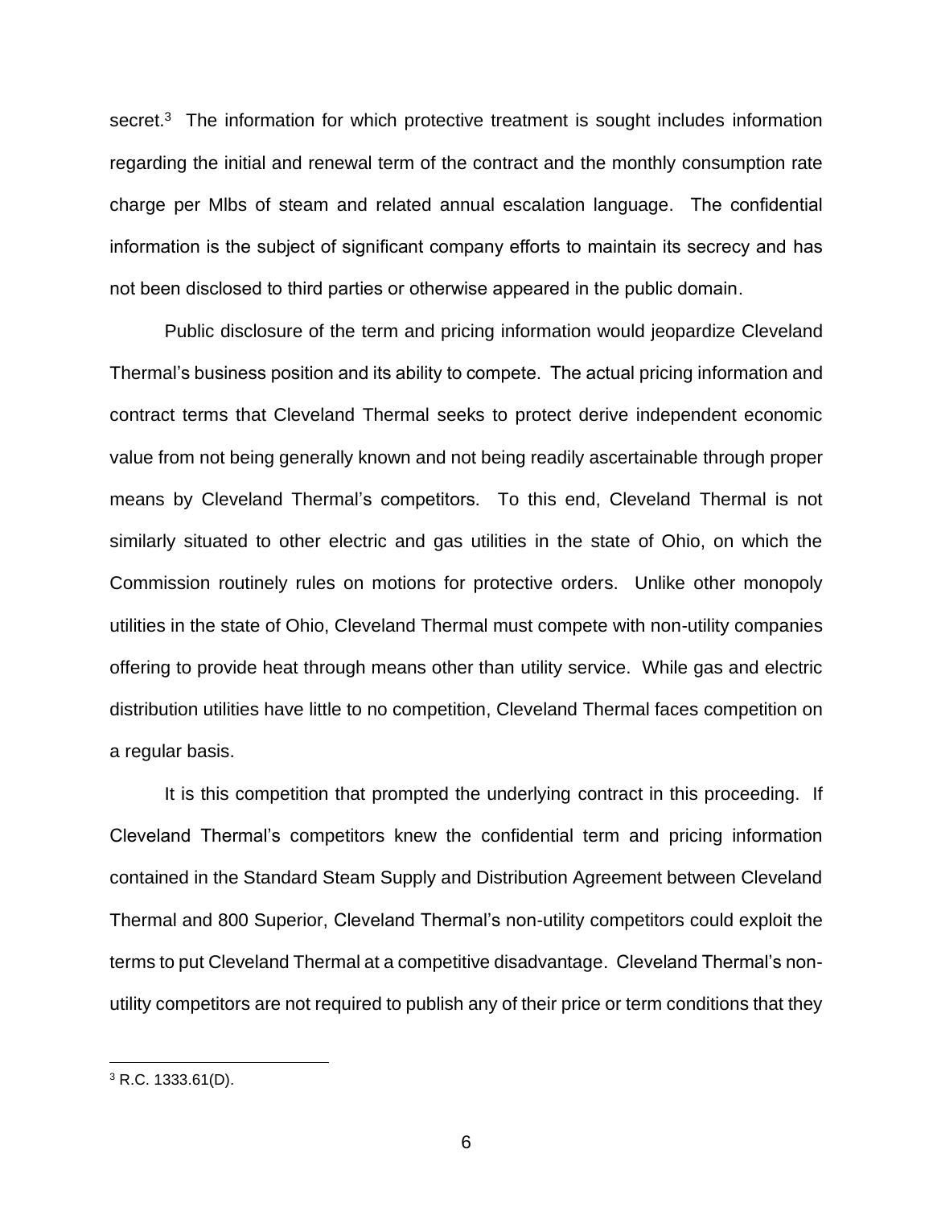secret.[3] The information for which protective treatment is sought includes information regarding the initial and renewal term of the contract and the monthly consumption rate charge per Mlbs of steam and related annual escalation language. The confidential information is the subject of significant company efforts to maintain its secrecy and has not been disclosed to third parties or otherwise appeared in the public domain.

Public disclosure of the term and pricing information would jeopardize Cleveland Thermal's business position and its ability to compete. The actual pricing information and contract terms that Cleveland Thermal seeks to protect derive independent economic value from not being generally known and not being readily ascertainable through proper means by Cleveland Thermal's competitors. To this end, Cleveland Thermal is not similarly situated to other electric and gas utilities in the state of Ohio, on which the Commission routinely rules on motions for protective orders. Unlike other monopoly utilities in the state of Ohio, Cleveland Thermal must compete with non-utility companies offering to provide heat through means other than utility service. While gas and electric distribution utilities have little to no competition, Cleveland Thermal faces competition on a regular basis.

It is this competition that prompted the underlying contract in this proceeding. If Cleveland Thermal's competitors knew the confidential term and pricing information contained in the Standard Steam Supply and Distribution Agreement between Cleveland Thermal and 800 Superior, Cleveland Thermal's non-utility competitors could exploit the terms to put Cleveland Thermal at a competitive disadvantage. Cleveland Thermal's non-utility competitors are not required to publish any of their price or term conditions that they

[3] R.C. 1333.61(D).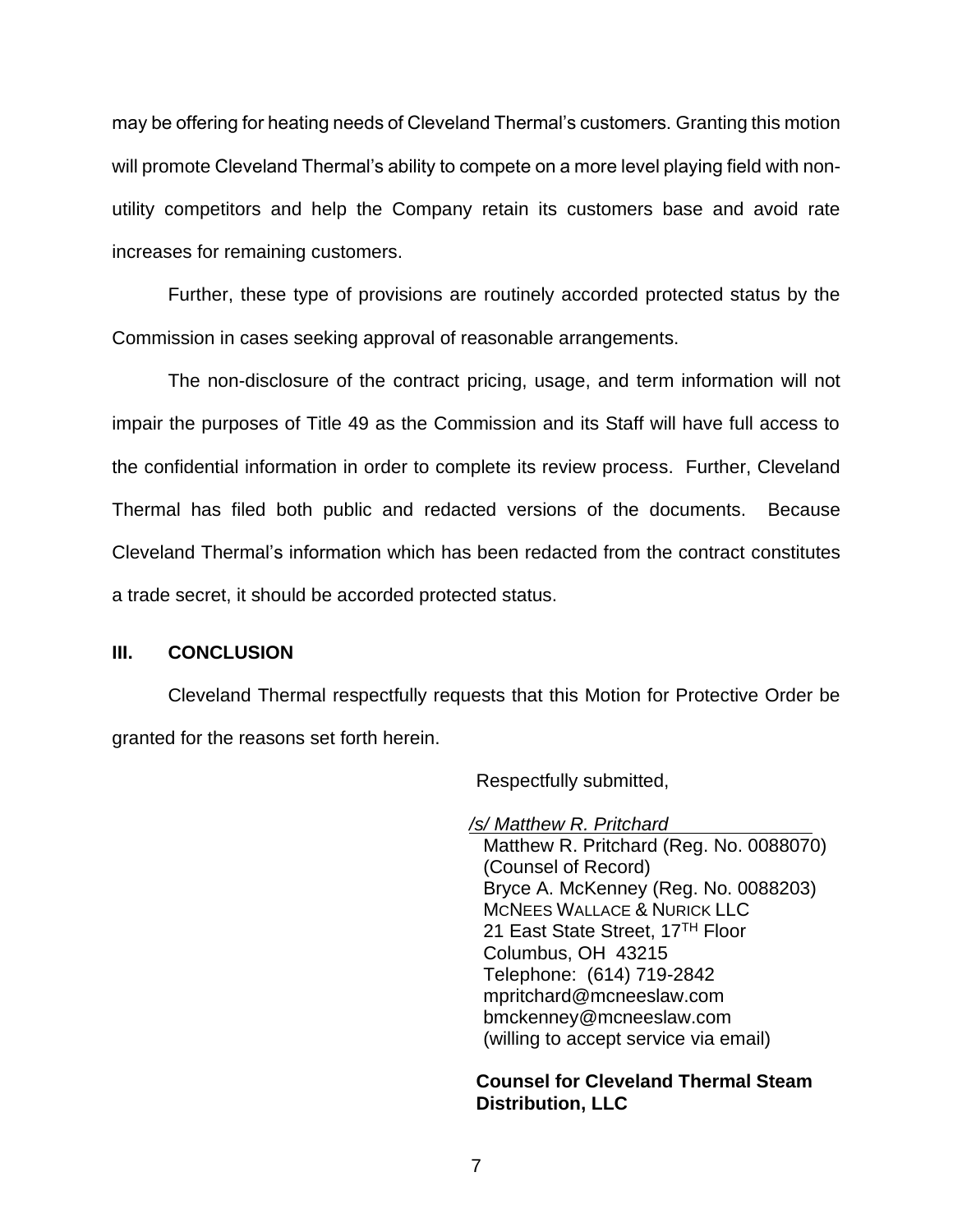may be offering for heating needs of Cleveland Thermal's customers. Granting this motion will promote Cleveland Thermal's ability to compete on a more level playing field with non-utility competitors and help the Company retain its customers base and avoid rate increases for remaining customers.

Further, these type of provisions are routinely accorded protected status by the Commission in cases seeking approval of reasonable arrangements.

The non-disclosure of the contract pricing, usage, and term information will not impair the purposes of Title 49 as the Commission and its Staff will have full access to the confidential information in order to complete its review process. Further, Cleveland Thermal has filed both public and redacted versions of the documents. Because Cleveland Thermal's information which has been redacted from the contract constitutes a trade secret, it should be accorded protected status.

## III. CONCLUSION

Cleveland Thermal respectfully requests that this Motion for Protective Order be granted for the reasons set forth herein.

Respectfully submitted,

*/s/ Matthew R. Pritchard*
Matthew R. Pritchard (Reg. No. 0088070)
(Counsel of Record)
Bryce A. McKenney (Reg. No. 0088203)
MCNEES WALLACE & NURICK LLC
21 East State Street, 17TH Floor
Columbus, OH 43215
Telephone: (614) 719-2842
mpritchard@mcneeslaw.com
bmckenney@mcneeslaw.com
(willing to accept service via email)

**Counsel for Cleveland Thermal Steam Distribution, LLC**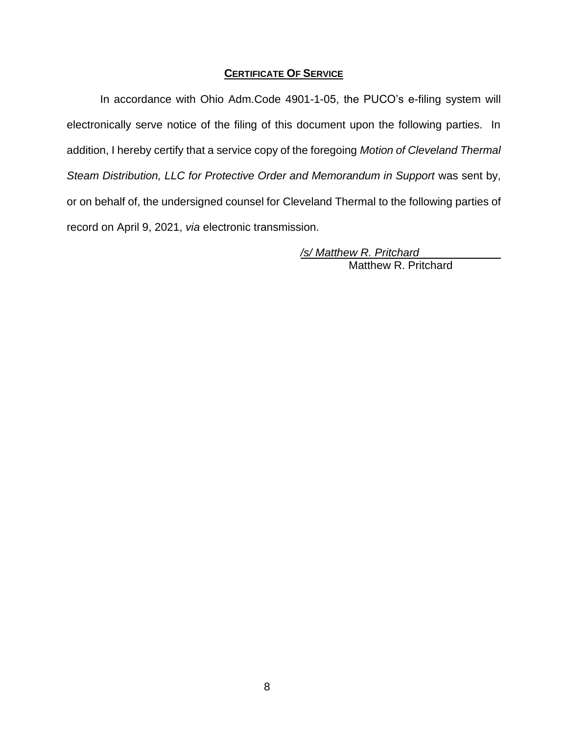## **CERTIFICATE OF SERVICE**

In accordance with Ohio Adm.Code 4901-1-05, the PUCO's e-filing system will electronically serve notice of the filing of this document upon the following parties. In addition, I hereby certify that a service copy of the foregoing *Motion of Cleveland Thermal Steam Distribution, LLC for Protective Order and Memorandum in Support* was sent by, or on behalf of, the undersigned counsel for Cleveland Thermal to the following parties of record on April 9, 2021, *via* electronic transmission.

*/s/ Matthew R. Pritchard*
Matthew R. Pritchard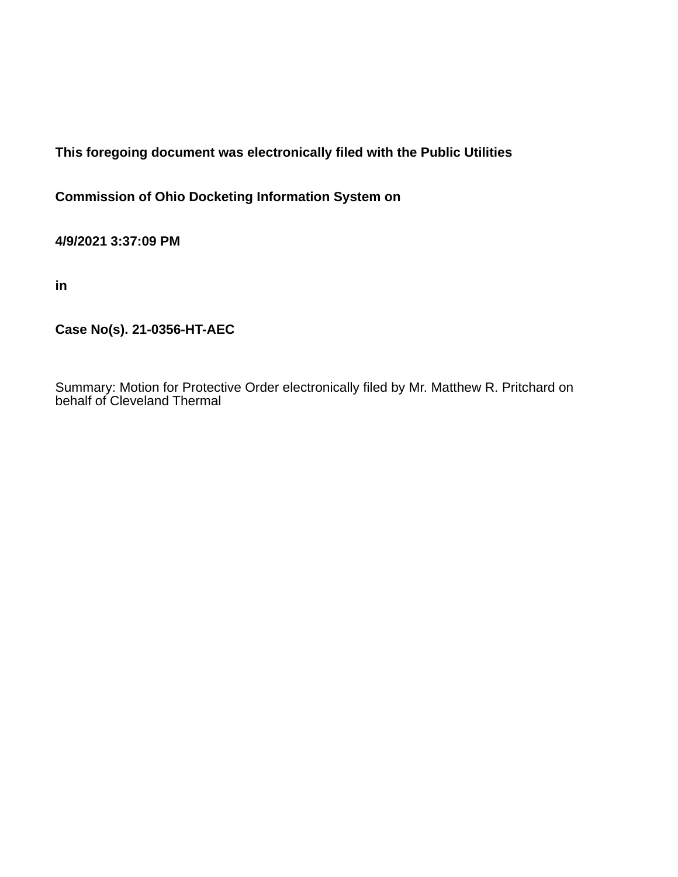**This foregoing document was electronically filed with the Public Utilities**

**Commission of Ohio Docketing Information System on**

**4/9/2021 3:37:09 PM**

**in**

**Case No(s). 21-0356-HT-AEC**

Summary: Motion for Protective Order electronically filed by Mr. Matthew R. Pritchard on behalf of Cleveland Thermal